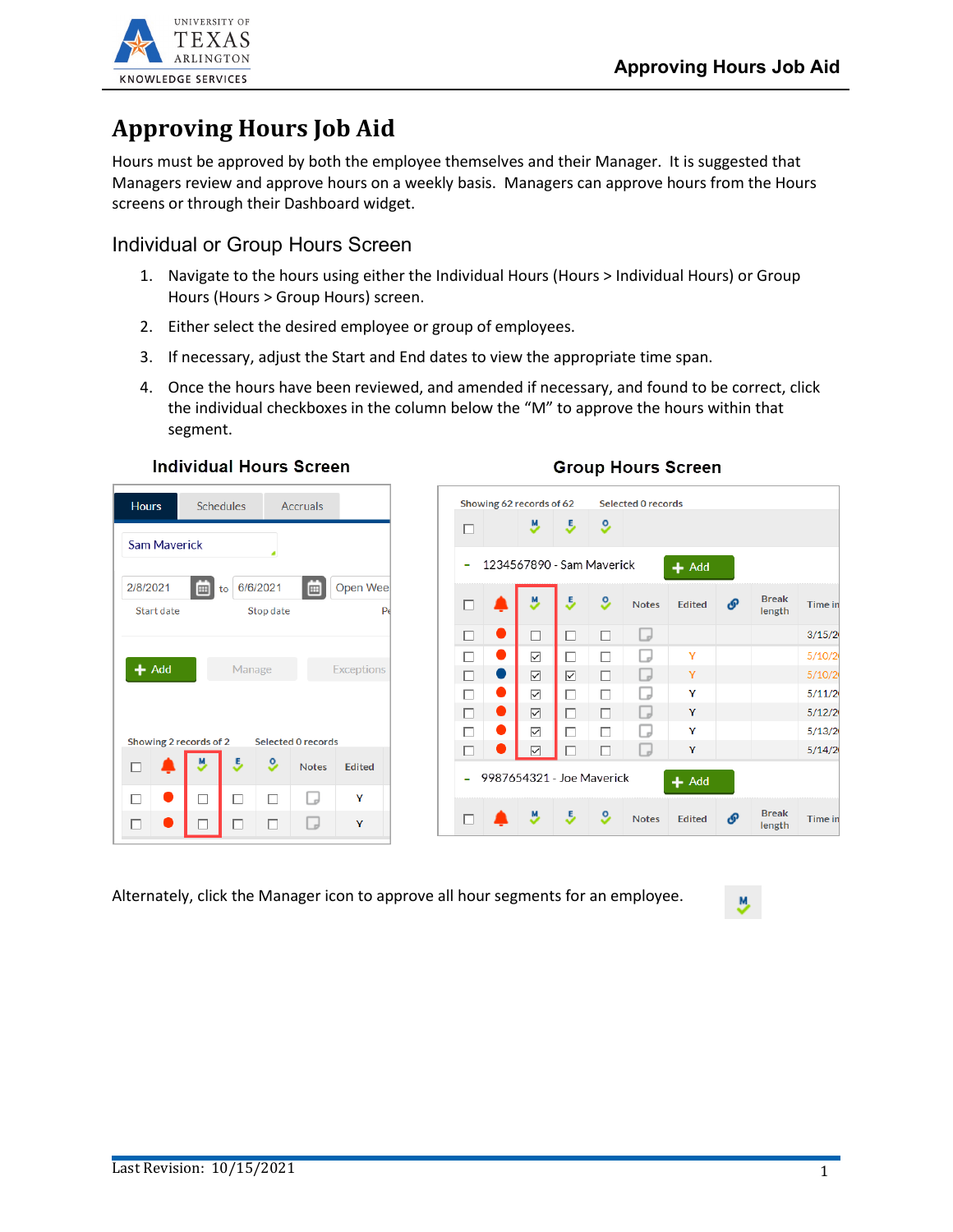# Approving Hours Job Aid

Hours must be approved by both the employee themselves and their Manager. It is suggested that Managers review and approve hours on a weekly basis. Managers can approve hours from the Hours screens or through their Dashboard widget.

## Individual or Group Hours Screen

1. Navigate to the hours using either the Individual Hours (Hours > Individual Hours) or Group Hours (Hours > Group Hours) screen.
2. Either select the desired employee or group of employees.
3. If necessary, adjust the Start and End dates to view the appropriate time span.
4. Once the hours have been reviewed, and amended if necessary, and found to be correct, click the individual checkboxes in the column below the "M" to approve the hours within that segment.

**Individual Hours Screen**

**Group Hours Screen**

Alternately, click the Manager icon to approve all hour segments for an employee.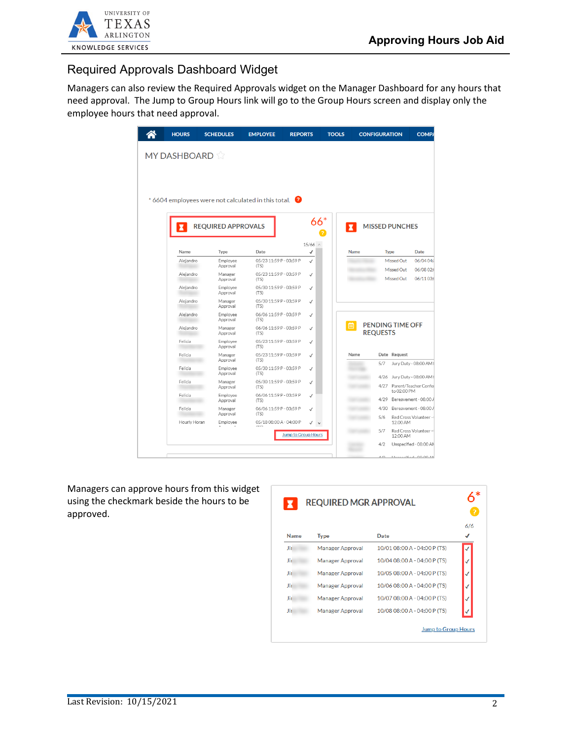## Required Approvals Dashboard Widget

Managers can also review the Required Approvals widget on the Manager Dashboard for any hours that need approval. The Jump to Group Hours link will go to the Group Hours screen and display only the employee hours that need approval.

Managers can approve hours from this widget using the checkmark beside the hours to be approved.

Last Revision: 10/15/2021